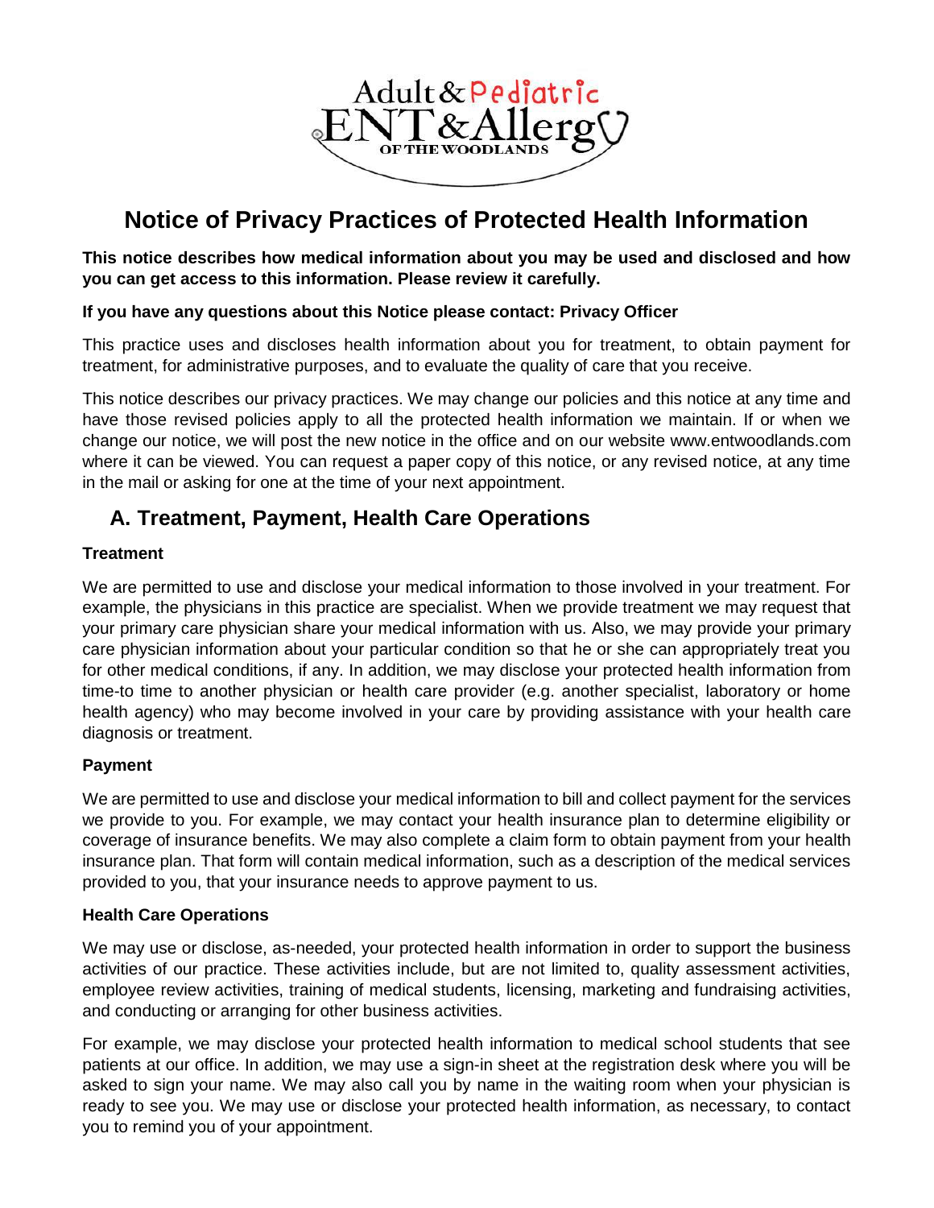Adult & Pediatric ENT & Allergy OF THE WOODLANDS

# Notice of Privacy Practices of Protected Health Information

**This notice describes how medical information about you may be used and disclosed and how you can get access to this information. Please review it carefully.**

**If you have any questions about this Notice please contact: Privacy Officer**

This practice uses and discloses health information about you for treatment, to obtain payment for treatment, for administrative purposes, and to evaluate the quality of care that you receive.

This notice describes our privacy practices. We may change our policies and this notice at any time and have those revised policies apply to all the protected health information we maintain. If or when we change our notice, we will post the new notice in the office and on our website www.entwoodlands.com where it can be viewed. You can request a paper copy of this notice, or any revised notice, at any time in the mail or asking for one at the time of your next appointment.

## A. Treatment, Payment, Health Care Operations

### Treatment

We are permitted to use and disclose your medical information to those involved in your treatment. For example, the physicians in this practice are specialist. When we provide treatment we may request that your primary care physician share your medical information with us. Also, we may provide your primary care physician information about your particular condition so that he or she can appropriately treat you for other medical conditions, if any. In addition, we may disclose your protected health information from time-to time to another physician or health care provider (e.g. another specialist, laboratory or home health agency) who may become involved in your care by providing assistance with your health care diagnosis or treatment.

### Payment

We are permitted to use and disclose your medical information to bill and collect payment for the services we provide to you. For example, we may contact your health insurance plan to determine eligibility or coverage of insurance benefits. We may also complete a claim form to obtain payment from your health insurance plan. That form will contain medical information, such as a description of the medical services provided to you, that your insurance needs to approve payment to us.

### Health Care Operations

We may use or disclose, as-needed, your protected health information in order to support the business activities of our practice. These activities include, but are not limited to, quality assessment activities, employee review activities, training of medical students, licensing, marketing and fundraising activities, and conducting or arranging for other business activities.

For example, we may disclose your protected health information to medical school students that see patients at our office. In addition, we may use a sign-in sheet at the registration desk where you will be asked to sign your name. We may also call you by name in the waiting room when your physician is ready to see you. We may use or disclose your protected health information, as necessary, to contact you to remind you of your appointment.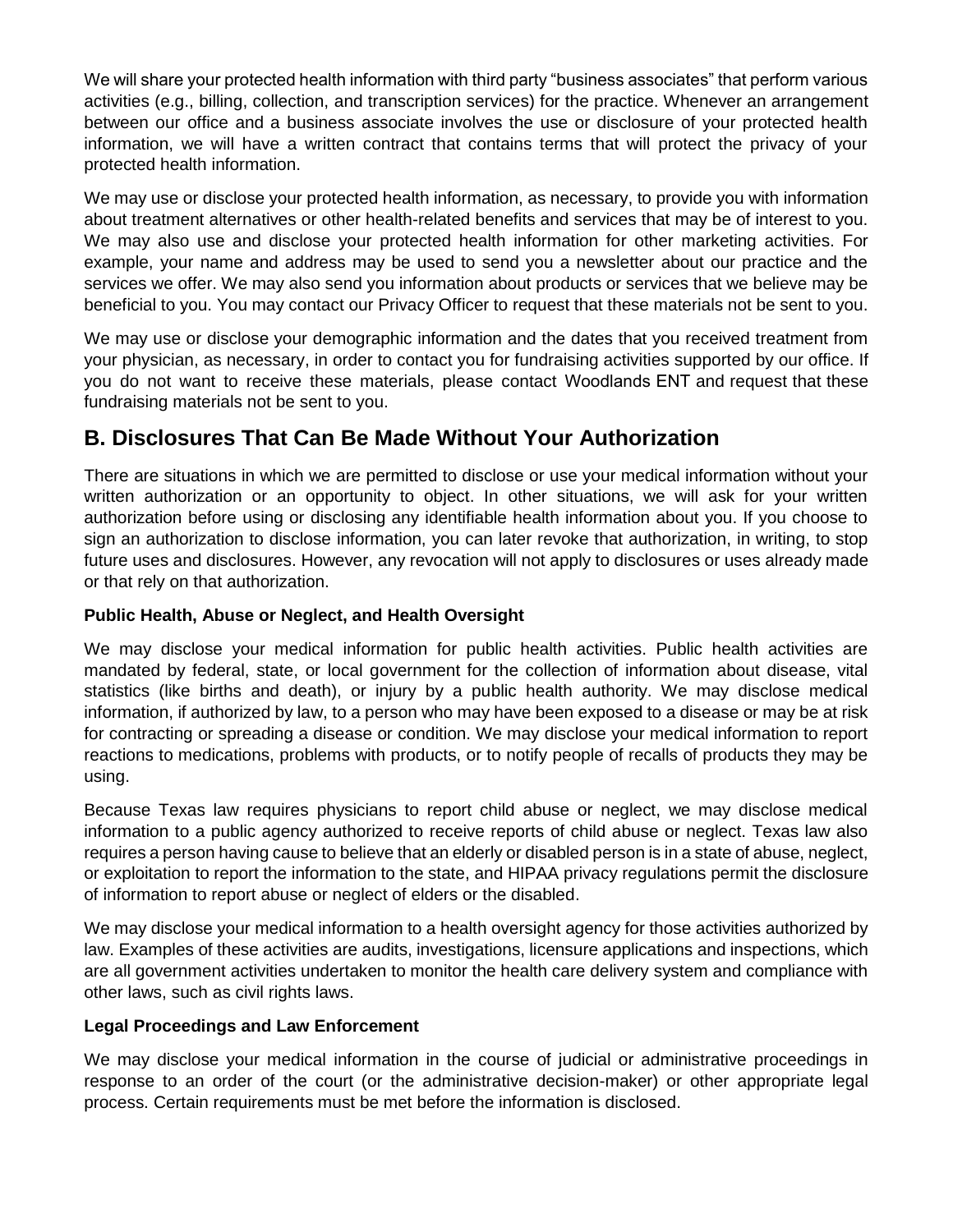We will share your protected health information with third party "business associates" that perform various activities (e.g., billing, collection, and transcription services) for the practice. Whenever an arrangement between our office and a business associate involves the use or disclosure of your protected health information, we will have a written contract that contains terms that will protect the privacy of your protected health information.

We may use or disclose your protected health information, as necessary, to provide you with information about treatment alternatives or other health-related benefits and services that may be of interest to you. We may also use and disclose your protected health information for other marketing activities. For example, your name and address may be used to send you a newsletter about our practice and the services we offer. We may also send you information about products or services that we believe may be beneficial to you. You may contact our Privacy Officer to request that these materials not be sent to you.

We may use or disclose your demographic information and the dates that you received treatment from your physician, as necessary, in order to contact you for fundraising activities supported by our office. If you do not want to receive these materials, please contact Woodlands ENT and request that these fundraising materials not be sent to you.

## B. Disclosures That Can Be Made Without Your Authorization

There are situations in which we are permitted to disclose or use your medical information without your written authorization or an opportunity to object. In other situations, we will ask for your written authorization before using or disclosing any identifiable health information about you. If you choose to sign an authorization to disclose information, you can later revoke that authorization, in writing, to stop future uses and disclosures. However, any revocation will not apply to disclosures or uses already made or that rely on that authorization.

**Public Health, Abuse or Neglect, and Health Oversight**

We may disclose your medical information for public health activities. Public health activities are mandated by federal, state, or local government for the collection of information about disease, vital statistics (like births and death), or injury by a public health authority. We may disclose medical information, if authorized by law, to a person who may have been exposed to a disease or may be at risk for contracting or spreading a disease or condition. We may disclose your medical information to report reactions to medications, problems with products, or to notify people of recalls of products they may be using.

Because Texas law requires physicians to report child abuse or neglect, we may disclose medical information to a public agency authorized to receive reports of child abuse or neglect. Texas law also requires a person having cause to believe that an elderly or disabled person is in a state of abuse, neglect, or exploitation to report the information to the state, and HIPAA privacy regulations permit the disclosure of information to report abuse or neglect of elders or the disabled.

We may disclose your medical information to a health oversight agency for those activities authorized by law. Examples of these activities are audits, investigations, licensure applications and inspections, which are all government activities undertaken to monitor the health care delivery system and compliance with other laws, such as civil rights laws.

**Legal Proceedings and Law Enforcement**

We may disclose your medical information in the course of judicial or administrative proceedings in response to an order of the court (or the administrative decision-maker) or other appropriate legal process. Certain requirements must be met before the information is disclosed.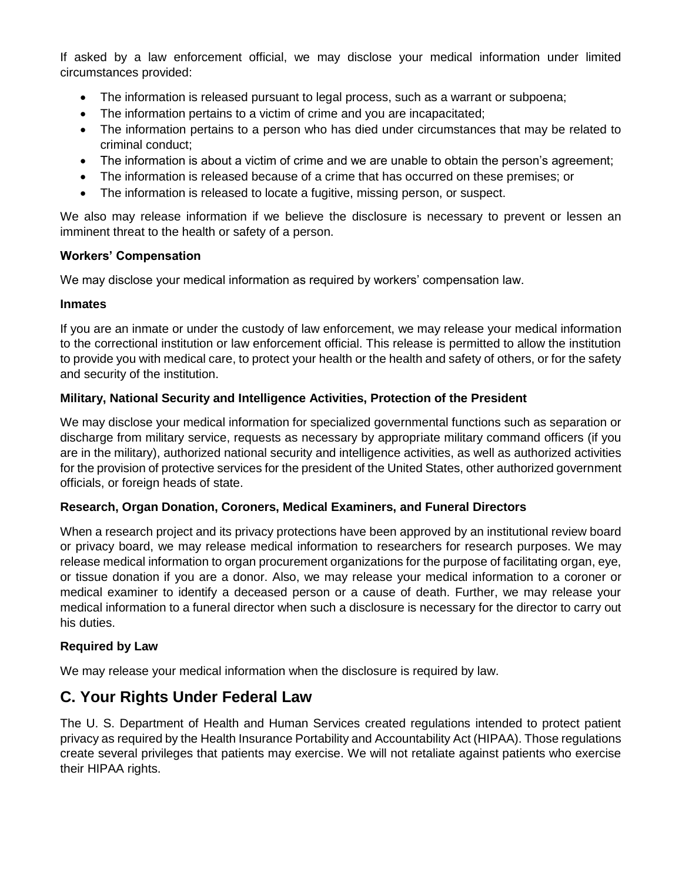If asked by a law enforcement official, we may disclose your medical information under limited circumstances provided:

- The information is released pursuant to legal process, such as a warrant or subpoena;
- The information pertains to a victim of crime and you are incapacitated;
- The information pertains to a person who has died under circumstances that may be related to criminal conduct;
- The information is about a victim of crime and we are unable to obtain the person's agreement;
- The information is released because of a crime that has occurred on these premises; or
- The information is released to locate a fugitive, missing person, or suspect.

We also may release information if we believe the disclosure is necessary to prevent or lessen an imminent threat to the health or safety of a person.

**Workers' Compensation**

We may disclose your medical information as required by workers' compensation law.

**Inmates**

If you are an inmate or under the custody of law enforcement, we may release your medical information to the correctional institution or law enforcement official. This release is permitted to allow the institution to provide you with medical care, to protect your health or the health and safety of others, or for the safety and security of the institution.

**Military, National Security and Intelligence Activities, Protection of the President**

We may disclose your medical information for specialized governmental functions such as separation or discharge from military service, requests as necessary by appropriate military command officers (if you are in the military), authorized national security and intelligence activities, as well as authorized activities for the provision of protective services for the president of the United States, other authorized government officials, or foreign heads of state.

**Research, Organ Donation, Coroners, Medical Examiners, and Funeral Directors**

When a research project and its privacy protections have been approved by an institutional review board or privacy board, we may release medical information to researchers for research purposes. We may release medical information to organ procurement organizations for the purpose of facilitating organ, eye, or tissue donation if you are a donor. Also, we may release your medical information to a coroner or medical examiner to identify a deceased person or a cause of death. Further, we may release your medical information to a funeral director when such a disclosure is necessary for the director to carry out his duties.

**Required by Law**

We may release your medical information when the disclosure is required by law.

## C. Your Rights Under Federal Law

The U. S. Department of Health and Human Services created regulations intended to protect patient privacy as required by the Health Insurance Portability and Accountability Act (HIPAA). Those regulations create several privileges that patients may exercise. We will not retaliate against patients who exercise their HIPAA rights.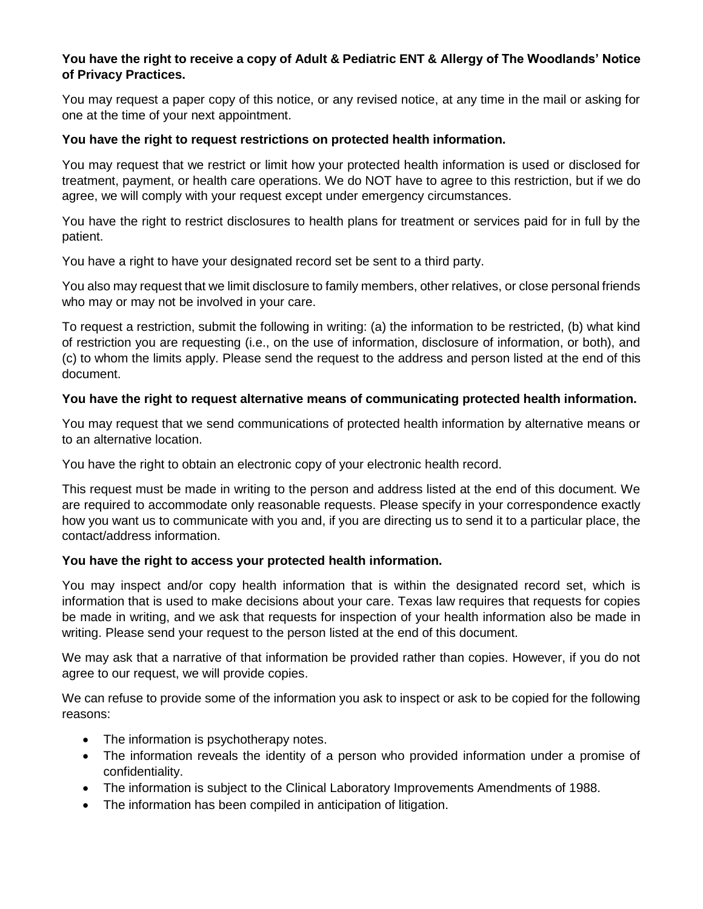**You have the right to receive a copy of Adult & Pediatric ENT & Allergy of The Woodlands' Notice of Privacy Practices.**

You may request a paper copy of this notice, or any revised notice, at any time in the mail or asking for one at the time of your next appointment.

**You have the right to request restrictions on protected health information.**

You may request that we restrict or limit how your protected health information is used or disclosed for treatment, payment, or health care operations. We do NOT have to agree to this restriction, but if we do agree, we will comply with your request except under emergency circumstances.

You have the right to restrict disclosures to health plans for treatment or services paid for in full by the patient.

You have a right to have your designated record set be sent to a third party.

You also may request that we limit disclosure to family members, other relatives, or close personal friends who may or may not be involved in your care.

To request a restriction, submit the following in writing: (a) the information to be restricted, (b) what kind of restriction you are requesting (i.e., on the use of information, disclosure of information, or both), and (c) to whom the limits apply. Please send the request to the address and person listed at the end of this document.

**You have the right to request alternative means of communicating protected health information.**

You may request that we send communications of protected health information by alternative means or to an alternative location.

You have the right to obtain an electronic copy of your electronic health record.

This request must be made in writing to the person and address listed at the end of this document. We are required to accommodate only reasonable requests. Please specify in your correspondence exactly how you want us to communicate with you and, if you are directing us to send it to a particular place, the contact/address information.

**You have the right to access your protected health information.**

You may inspect and/or copy health information that is within the designated record set, which is information that is used to make decisions about your care. Texas law requires that requests for copies be made in writing, and we ask that requests for inspection of your health information also be made in writing. Please send your request to the person listed at the end of this document.

We may ask that a narrative of that information be provided rather than copies. However, if you do not agree to our request, we will provide copies.

We can refuse to provide some of the information you ask to inspect or ask to be copied for the following reasons:

- The information is psychotherapy notes.
- The information reveals the identity of a person who provided information under a promise of confidentiality.
- The information is subject to the Clinical Laboratory Improvements Amendments of 1988.
- The information has been compiled in anticipation of litigation.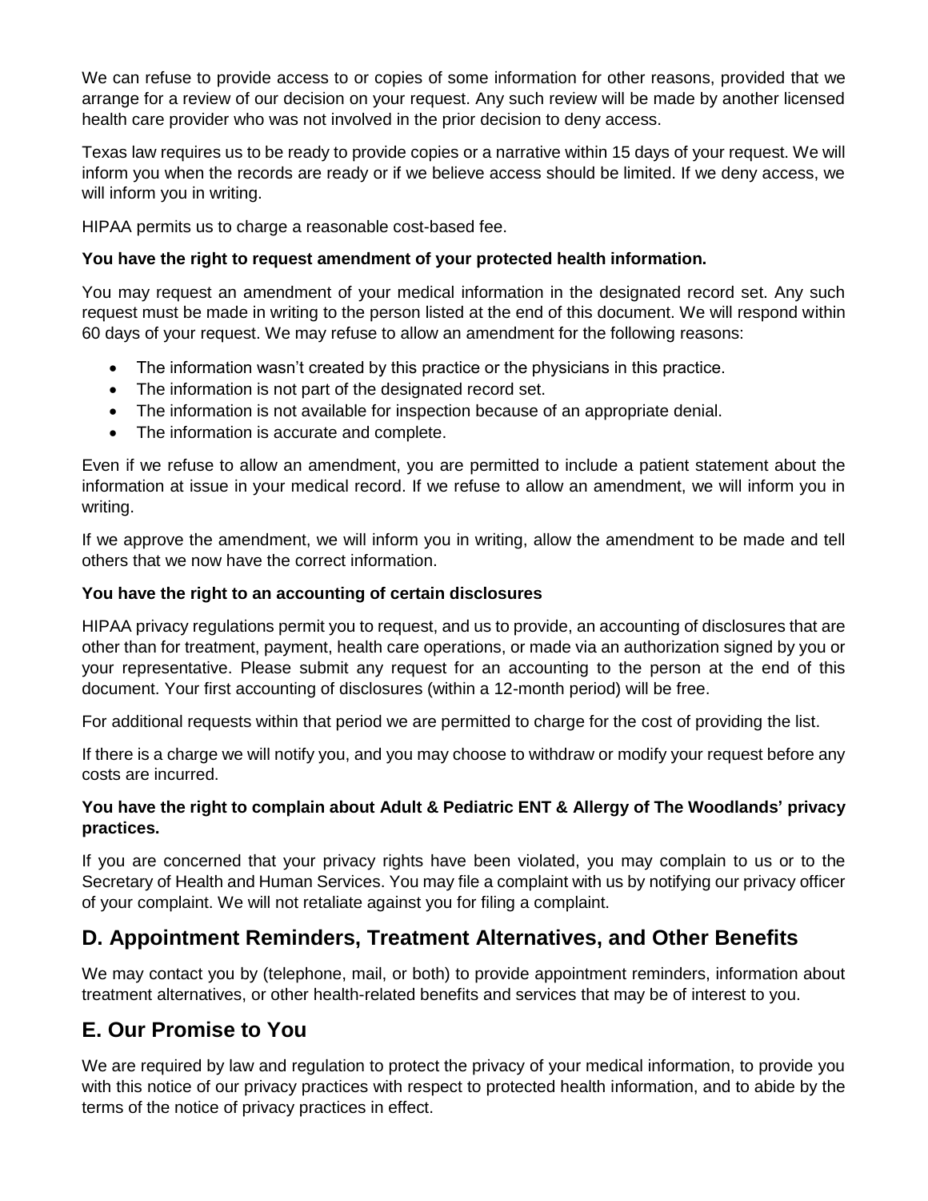We can refuse to provide access to or copies of some information for other reasons, provided that we arrange for a review of our decision on your request. Any such review will be made by another licensed health care provider who was not involved in the prior decision to deny access.

Texas law requires us to be ready to provide copies or a narrative within 15 days of your request. We will inform you when the records are ready or if we believe access should be limited. If we deny access, we will inform you in writing.

HIPAA permits us to charge a reasonable cost-based fee.

**You have the right to request amendment of your protected health information.**

You may request an amendment of your medical information in the designated record set. Any such request must be made in writing to the person listed at the end of this document. We will respond within 60 days of your request. We may refuse to allow an amendment for the following reasons:

- The information wasn't created by this practice or the physicians in this practice.
- The information is not part of the designated record set.
- The information is not available for inspection because of an appropriate denial.
- The information is accurate and complete.

Even if we refuse to allow an amendment, you are permitted to include a patient statement about the information at issue in your medical record. If we refuse to allow an amendment, we will inform you in writing.

If we approve the amendment, we will inform you in writing, allow the amendment to be made and tell others that we now have the correct information.

**You have the right to an accounting of certain disclosures**

HIPAA privacy regulations permit you to request, and us to provide, an accounting of disclosures that are other than for treatment, payment, health care operations, or made via an authorization signed by you or your representative. Please submit any request for an accounting to the person at the end of this document. Your first accounting of disclosures (within a 12-month period) will be free.

For additional requests within that period we are permitted to charge for the cost of providing the list.

If there is a charge we will notify you, and you may choose to withdraw or modify your request before any costs are incurred.

**You have the right to complain about Adult & Pediatric ENT & Allergy of The Woodlands' privacy practices.**

If you are concerned that your privacy rights have been violated, you may complain to us or to the Secretary of Health and Human Services. You may file a complaint with us by notifying our privacy officer of your complaint. We will not retaliate against you for filing a complaint.

## D. Appointment Reminders, Treatment Alternatives, and Other Benefits

We may contact you by (telephone, mail, or both) to provide appointment reminders, information about treatment alternatives, or other health-related benefits and services that may be of interest to you.

## E. Our Promise to You

We are required by law and regulation to protect the privacy of your medical information, to provide you with this notice of our privacy practices with respect to protected health information, and to abide by the terms of the notice of privacy practices in effect.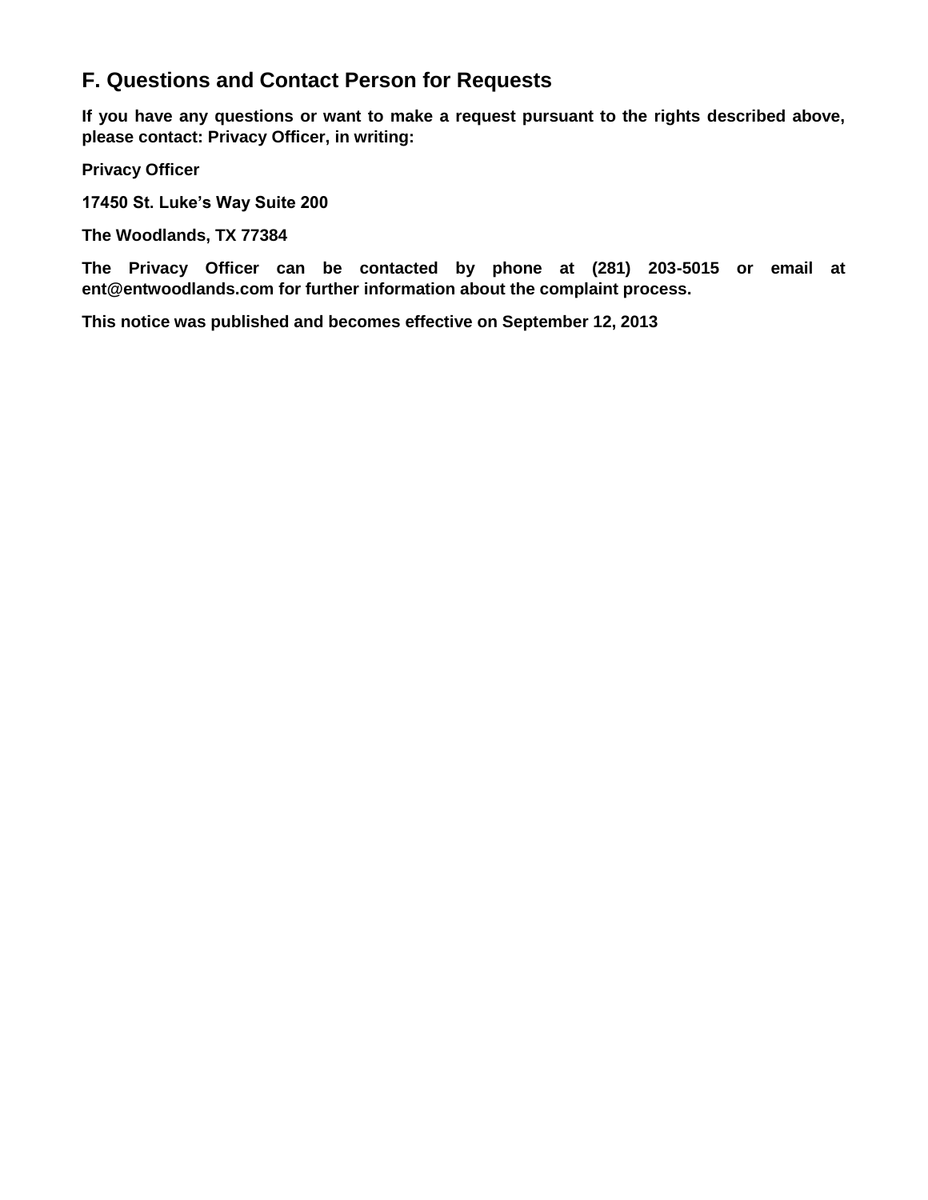## F. Questions and Contact Person for Requests

**If you have any questions or want to make a request pursuant to the rights described above, please contact: Privacy Officer, in writing:**

**Privacy Officer**

**17450 St. Luke's Way Suite 200**

**The Woodlands, TX 77384**

**The Privacy Officer can be contacted by phone at (281) 203-5015 or email at ent@entwoodlands.com for further information about the complaint process.**

**This notice was published and becomes effective on September 12, 2013**